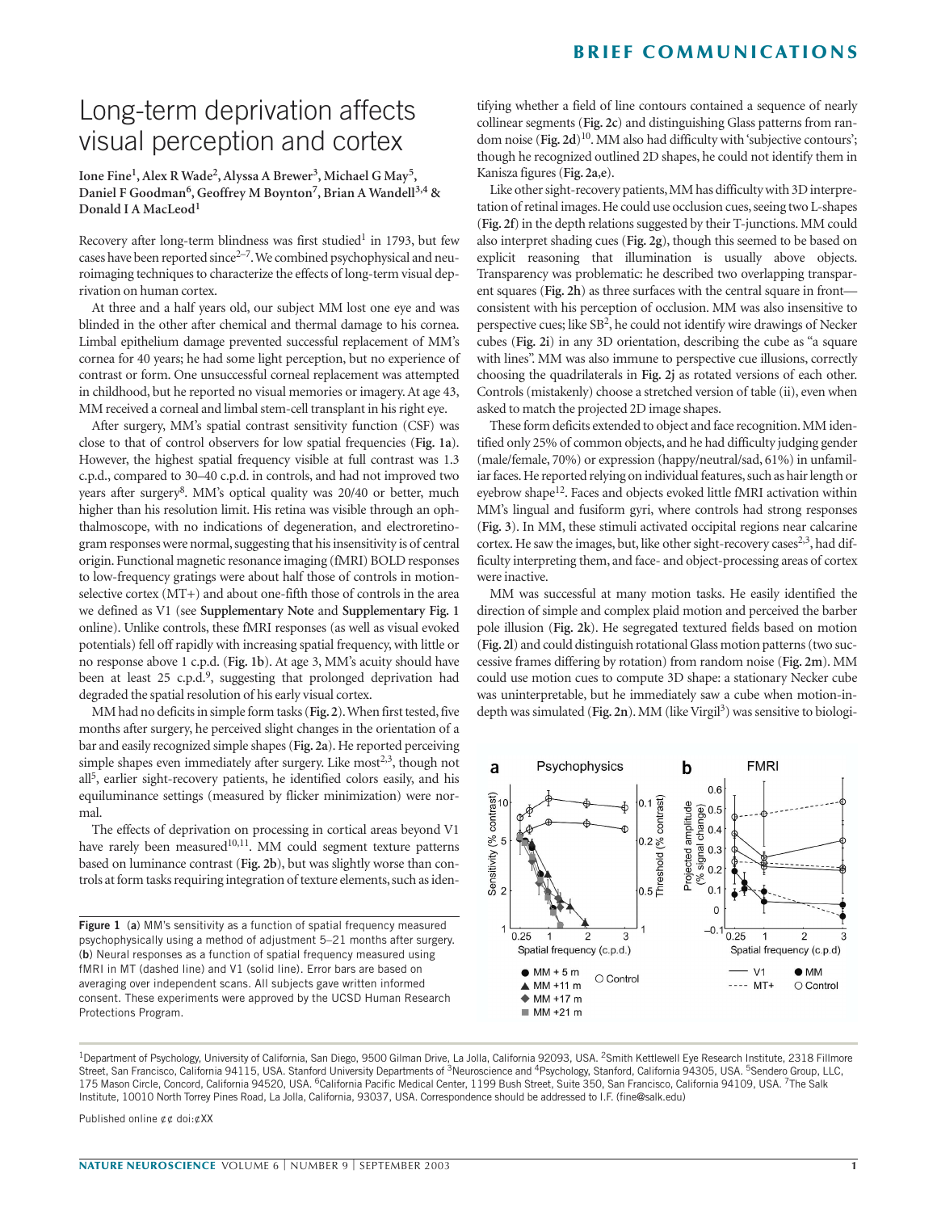# Long-term deprivation affects visual perception and cortex

**Ione Fine[1], Alex R Wade[2], Alyssa A Brewer[3], Michael G May[5], Daniel F Goodman[6], Geoffrey M Boynton[7], Brian A Wandell[3,4] & Donald I A MacLeod[1]**

Recovery after long-term blindness was first studied[1] in 1793, but few cases have been reported since[2–7]. We combined psychophysical and neuroimaging techniques to characterize the effects of long-term visual deprivation on human cortex.

At three and a half years old, our subject MM lost one eye and was blinded in the other after chemical and thermal damage to his cornea. Limbal epithelium damage prevented successful replacement of MM's cornea for 40 years; he had some light perception, but no experience of contrast or form. One unsuccessful corneal replacement was attempted in childhood, but he reported no visual memories or imagery. At age 43, MM received a corneal and limbal stem-cell transplant in his right eye.

After surgery, MM's spatial contrast sensitivity function (CSF) was close to that of control observers for low spatial frequencies (**Fig. 1a**). However, the highest spatial frequency visible at full contrast was 1.3 c.p.d., compared to 30–40 c.p.d. in controls, and had not improved two years after surgery[8]. MM's optical quality was 20/40 or better, much higher than his resolution limit. His retina was visible through an ophthalmoscope, with no indications of degeneration, and electroretinogram responses were normal, suggesting that his insensitivity is of central origin. Functional magnetic resonance imaging (fMRI) BOLD responses to low-frequency gratings were about half those of controls in motion-selective cortex (MT+) and about one-fifth those of controls in the area we defined as V1 (see **Supplementary Note** and **Supplementary Fig. 1** online). Unlike controls, these fMRI responses (as well as visual evoked potentials) fell off rapidly with increasing spatial frequency, with little or no response above 1 c.p.d. (**Fig. 1b**). At age 3, MM's acuity should have been at least 25 c.p.d.[9], suggesting that prolonged deprivation had degraded the spatial resolution of his early visual cortex.

MM had no deficits in simple form tasks (**Fig. 2**). When first tested, five months after surgery, he perceived slight changes in the orientation of a bar and easily recognized simple shapes (**Fig. 2a**). He reported perceiving simple shapes even immediately after surgery. Like most[2,3], though not all[5], earlier sight-recovery patients, he identified colors easily, and his equiluminance settings (measured by flicker minimization) were normal.

The effects of deprivation on processing in cortical areas beyond V1 have rarely been measured[10,11]. MM could segment texture patterns based on luminance contrast (**Fig. 2b**), but was slightly worse than controls at form tasks requiring integration of texture elements, such as identifying whether a field of line contours contained a sequence of nearly collinear segments (**Fig. 2c**) and distinguishing Glass patterns from random noise (**Fig. 2d**)[10]. MM also had difficulty with 'subjective contours'; though he recognized outlined 2D shapes, he could not identify them in Kanisza figures (**Fig. 2a,e**).

Like other sight-recovery patients, MM has difficulty with 3D interpretation of retinal images. He could use occlusion cues, seeing two L-shapes (**Fig. 2f**) in the depth relations suggested by their T-junctions. MM could also interpret shading cues (**Fig. 2g**), though this seemed to be based on explicit reasoning that illumination is usually above objects. Transparency was problematic: he described two overlapping transparent squares (**Fig. 2h**) as three surfaces with the central square in front—consistent with his perception of occlusion. MM was also insensitive to perspective cues; like SB[2], he could not identify wire drawings of Necker cubes (**Fig. 2i**) in any 3D orientation, describing the cube as "a square with lines". MM was also immune to perspective cue illusions, correctly choosing the quadrilaterals in **Fig. 2j** as rotated versions of each other. Controls (mistakenly) choose a stretched version of table (ii), even when asked to match the projected 2D image shapes.

These form deficits extended to object and face recognition. MM identified only 25% of common objects, and he had difficulty judging gender (male/female, 70%) or expression (happy/neutral/sad, 61%) in unfamiliar faces. He reported relying on individual features, such as hair length or eyebrow shape[12]. Faces and objects evoked little fMRI activation within MM's lingual and fusiform gyri, where controls had strong responses (**Fig. 3**). In MM, these stimuli activated occipital regions near calcarine cortex. He saw the images, but, like other sight-recovery cases[2,3], had difficulty interpreting them, and face- and object-processing areas of cortex were inactive.

MM was successful at many motion tasks. He easily identified the direction of simple and complex plaid motion and perceived the barber pole illusion (**Fig. 2k**). He segregated textured fields based on motion (**Fig. 2l**) and could distinguish rotational Glass motion patterns (two successive frames differing by rotation) from random noise (**Fig. 2m**). MM could use motion cues to compute 3D shape: a stationary Necker cube was uninterpretable, but he immediately saw a cube when motion-in-depth was simulated (**Fig. 2n**). MM (like Virgil[3]) was sensitive to biologi-

**Figure 1** (**a**) MM's sensitivity as a function of spatial frequency measured psychophysically using a method of adjustment 5–21 months after surgery. (**b**) Neural responses as a function of spatial frequency measured using fMRI in MT (dashed line) and V1 (solid line). Error bars are based on averaging over independent scans. All subjects gave written informed consent. These experiments were approved by the UCSD Human Research Protections Program.

[1]Department of Psychology, University of California, San Diego, 9500 Gilman Drive, La Jolla, California 92093, USA. [2]Smith Kettlewell Eye Research Institute, 2318 Fillmore Street, San Francisco, California 94115, USA. Stanford University Departments of [3]Neuroscience and [4]Psychology, Stanford, California 94305, USA. [5]Sendero Group, LLC, 175 Mason Circle, Concord, California 94520, USA. [6]California Pacific Medical Center, 1199 Bush Street, Suite 350, San Francisco, California 94109, USA. [7]The Salk Institute, 10010 North Torrey Pines Road, La Jolla, California, 93037, USA. Correspondence should be addressed to I.F. (fine@salk.edu)

Published online ¢¢ doi:¢XX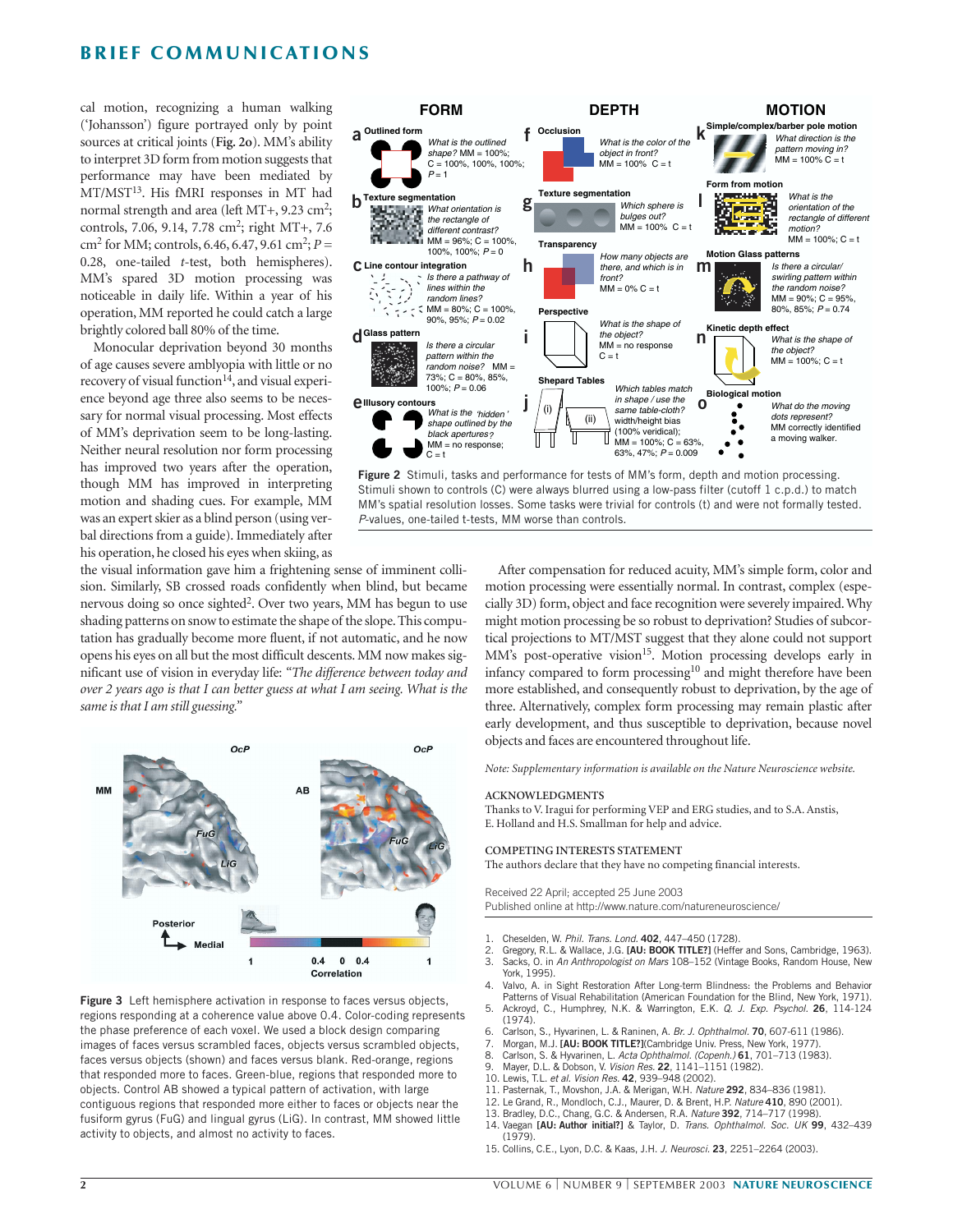cal motion, recognizing a human walking ('Johansson') figure portrayed only by point sources at critical joints (**Fig. 2o**). MM's ability to interpret 3D form from motion suggests that performance may have been mediated by MT/MST[13]. His fMRI responses in MT had normal strength and area (left MT+, 9.23 $cm^2$; controls, 7.06, 9.14, 7.78 $cm^2$; right MT+, 7.6 $cm^2$ for MM; controls, 6.46, 6.47, 9.61 $cm^2$; $P$ = 0.28, one-tailed $t$-test, both hemispheres). MM's spared 3D motion processing was noticeable in daily life. Within a year of his operation, MM reported he could catch a large brightly colored ball 80% of the time.

Monocular deprivation beyond 30 months of age causes severe amblyopia with little or no recovery of visual function[14], and visual experience beyond age three also seems to be necessary for normal visual processing. Most effects of MM's deprivation seem to be long-lasting. Neither neural resolution nor form processing has improved two years after the operation, though MM has improved in interpreting motion and shading cues. For example, MM was an expert skier as a blind person (using verbal directions from a guide). Immediately after his operation, he closed his eyes when skiing, as the visual information gave him a frightening sense of imminent collision. Similarly, SB crossed roads confidently when blind, but became nervous doing so once sighted[2]. Over two years, MM has begun to use shading patterns on snow to estimate the shape of the slope. This computation has gradually become more fluent, if not automatic, and he now opens his eyes on all but the most difficult descents. MM now makes significant use of vision in everyday life: *"The difference between today and over 2 years ago is that I can better guess at what I am seeing. What is the same is that I am still guessing."*

FORM

**a** Outlined form
*What is the outlined shape?* MM = 100%; C = 100%, 100%, 100%; $P$ = 1

**b** Texture segmentation
*What orientation is the rectangle of different contrast?* MM = 96%; C = 100%, 100%, 100%; $P$ = 0

**c** Line contour integration
*Is there a pathway of lines within the random lines?* MM = 80%; C = 100%, 90%, 95%; $P$ = 0.02

**d** Glass pattern
*Is there a circular pattern within the random noise?* MM = 73%; C = 80%, 85%, 100%; $P$ = 0.06

**e** Illusory contours
*What is the 'hidden' shape outlined by the black apertures?* MM = no response; C = t

DEPTH

**f** Occlusion
*What is the color of the object in front?* MM = 100% C = t

**g** Texture segmentation
*Which sphere is bulges out?* MM = 100% C = t

**h** Transparency
*How many objects are there, and which is in front?* MM = 0% C = t

**i** Perspective
*What is the shape of the object?* MM = no response C = t

**j** Shepard Tables
(i) (ii)
*Which tables match in shape / use the same table-cloth?* width/height bias (100% veridical); MM = 100%; C = 63%, 63%, 47%; $P$ = 0.009

MOTION

**k** Simple/complex/barber pole motion
*What direction is the pattern moving in?* MM = 100% C = t

**l** Form from motion
*What is the orientation of the rectangle of different motion?* MM = 100%; C = t

**m** Motion Glass patterns
*Is there a circular/swirling pattern within the random noise?* MM = 90%; C = 95%, 80%, 85%; $P$ = 0.74

**n** Kinetic depth effect
*What is the shape of the object?* MM = 100%; C = t

**o** Biological motion
*What do the moving dots represent?* MM correctly identified a moving walker.

**Figure 2** Stimuli, tasks and performance for tests of MM's form, depth and motion processing. Stimuli shown to controls (C) were always blurred using a low-pass filter (cutoff 1 c.p.d.) to match MM's spatial resolution losses. Some tasks were trivial for controls (t) and were not formally tested. $P$-values, one-tailed t-tests, MM worse than controls.

MM AB OcP OcP FuG LiG FuG LiG
Posterior Medial
1 0.4 0 0.4 1
Correlation

**Figure 3** Left hemisphere activation in response to faces versus objects, regions responding at a coherence value above 0.4. Color-coding represents the phase preference of each voxel. We used a block design comparing images of faces versus scrambled faces, objects versus scrambled objects, faces versus objects (shown) and faces versus blank. Red-orange, regions that responded more to faces. Green-blue, regions that responded more to objects. Control AB showed a typical pattern of activation, with large contiguous regions that responded more either to faces or objects near the fusiform gyrus (FuG) and lingual gyrus (LiG). In contrast, MM showed little activity to objects, and almost no activity to faces.

After compensation for reduced acuity, MM's simple form, color and motion processing were essentially normal. In contrast, complex (especially 3D) form, object and face recognition were severely impaired. Why might motion processing be so robust to deprivation? Studies of subcortical projections to MT/MST suggest that they alone could not support MM's post-operative vision[15]. Motion processing develops early in infancy compared to form processing[10] and might therefore have been more established, and consequently robust to deprivation, by the age of three. Alternatively, complex form processing may remain plastic after early development, and thus susceptible to deprivation, because novel objects and faces are encountered throughout life.

*Note: Supplementary information is available on the Nature Neuroscience website.*

## ACKNOWLEDGMENTS

Thanks to V. Iragui for performing VEP and ERG studies, and to S.A. Anstis, E. Holland and H.S. Smallman for help and advice.

## COMPETING INTERESTS STATEMENT

The authors declare that they have no competing financial interests.

Received 22 April; accepted 25 June 2003
Published online at http://www.nature.com/natureneuroscience/

1. Cheselden, W. *Phil. Trans. Lond.* **402**, 447–450 (1728).
2. Gregory, R.L. & Wallace, J.G. **[AU: BOOK TITLE?]** (Heffer and Sons, Cambridge, 1963).
3. Sacks, O. in *An Anthropologist on Mars* 108–152 (Vintage Books, Random House, New York, 1995).
4. Valvo, A. in Sight Restoration After Long-term Blindness: the Problems and Behavior Patterns of Visual Rehabilitation (American Foundation for the Blind, New York, 1971).
5. Ackroyd, C., Humphrey, N.K. & Warrington, E.K. *Q. J. Exp. Psychol.* **26**, 114-124 (1974).
6. Carlson, S., Hyvarinen, L. & Raninen, A. *Br. J. Ophthalmol.* **70**, 607-611 (1986).
7. Morgan, M.J. **[AU: BOOK TITLE?]**(Cambridge Univ. Press, New York, 1977).
8. Carlson, S. & Hyvarinen, L. *Acta Ophthalmol. (Copenh.)* **61**, 701–713 (1983).
9. Mayer, D.L. & Dobson, V. *Vision Res.* **22**, 1141–1151 (1982).
10. Lewis, T.L. *et al. Vision Res.* **42**, 939–948 (2002).
11. Pasternak, T., Movshon, J.A. & Merigan, W.H. *Nature* **292**, 834–836 (1981).
12. Le Grand, R., Mondloch, C.J., Maurer, D. & Brent, H.P. *Nature* **410**, 890 (2001).
13. Bradley, D.C., Chang, G.C. & Andersen, R.A. *Nature* **392**, 714–717 (1998).
14. Vaegan **[AU: Author initial?]** & Taylor, D. *Trans. Ophthalmol. Soc. UK* **99**, 432–439 (1979).
15. Collins, C.E., Lyon, D.C. & Kaas, J.H. *J. Neurosci.* **23**, 2251–2264 (2003).